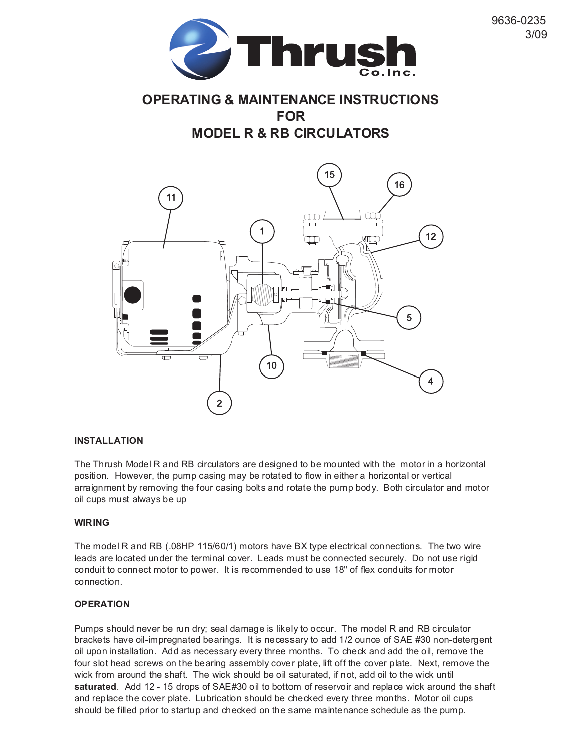9636-0235
3/09

Thrush Co. Inc.

# OPERATING & MAINTENANCE INSTRUCTIONS FOR MODEL R & RB CIRCULATORS

## INSTALLATION

The Thrush Model R and RB circulators are designed to be mounted with the motor in a horizontal position. However, the pump casing may be rotated to flow in either a horizontal or vertical arraignment by removing the four casing bolts and rotate the pump body. Both circulator and motor oil cups must always be up

## WIRING

The model R and RB (.08HP 115/60/1) motors have BX type electrical connections. The two wire leads are located under the terminal cover. Leads must be connected securely. Do not use rigid conduit to connect motor to power. It is recommended to use 18" of flex conduits for motor connection.

## OPERATION

Pumps should never be run dry; seal damage is likely to occur. The model R and RB circulator brackets have oil-impregnated bearings. It is necessary to add 1/2 ounce of SAE #30 non-detergent oil upon installation. Add as necessary every three months. To check and add the oil, remove the four slot head screws on the bearing assembly cover plate, lift off the cover plate. Next, remove the wick from around the shaft. The wick should be oil saturated, if not, add oil to the wick until **saturated**. Add 12 - 15 drops of SAE#30 oil to bottom of reservoir and replace wick around the shaft and replace the cover plate. Lubrication should be checked every three months. Motor oil cups should be filled prior to startup and checked on the same maintenance schedule as the pump.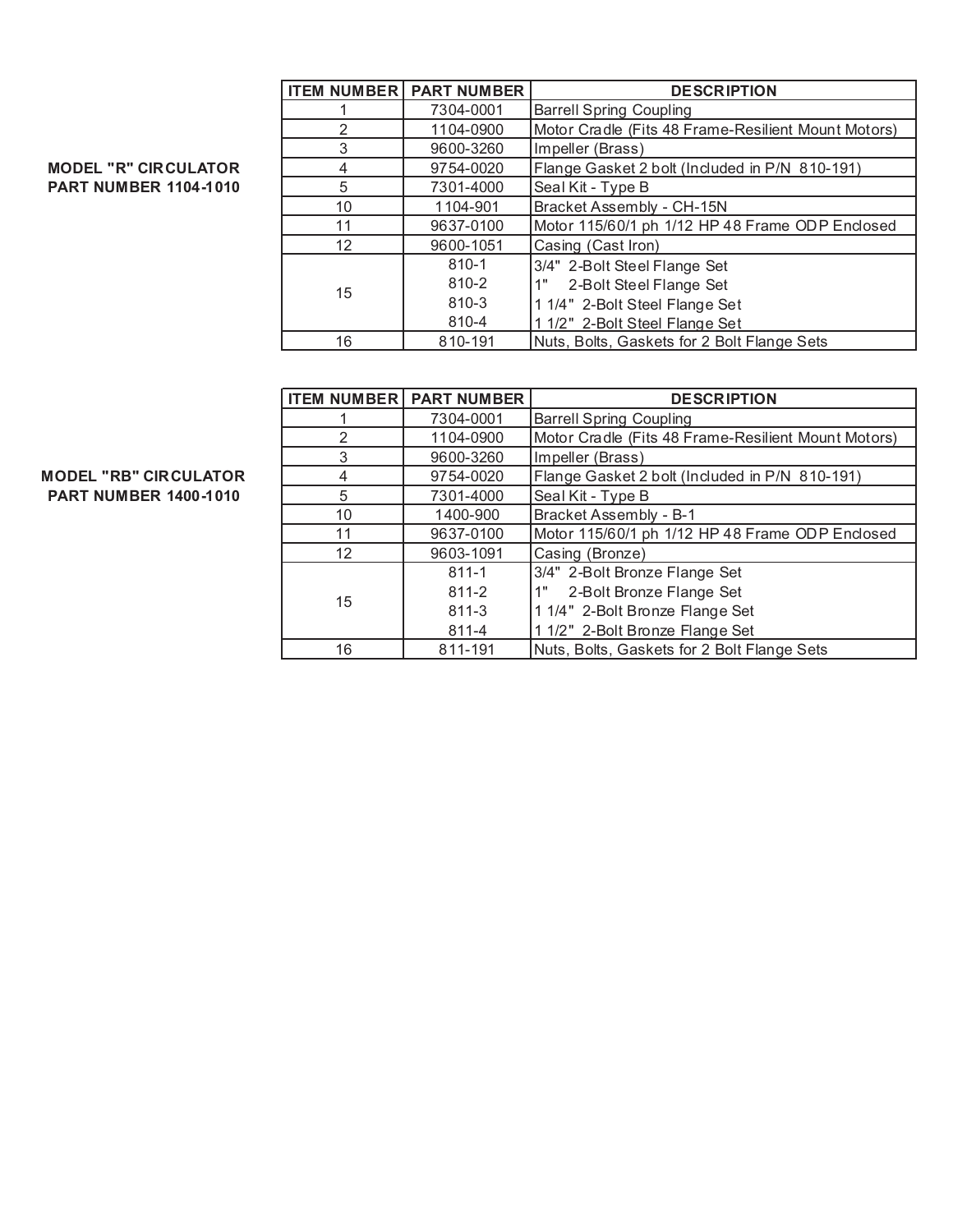**MODEL "R" CIRCULATOR**
**PART NUMBER 1104-1010**

| ITEM NUMBER | PART NUMBER | DESCRIPTION |
|---|---|---|
| 1 | 7304-0001 | Barrell Spring Coupling |
| 2 | 1104-0900 | Motor Cradle (Fits 48 Frame-Resilient Mount Motors) |
| 3 | 9600-3260 | Impeller (Brass) |
| 4 | 9754-0020 | Flange Gasket 2 bolt (Included in P/N 810-191) |
| 5 | 7301-4000 | Seal Kit - Type B |
| 10 | 1104-901 | Bracket Assembly - CH-15N |
| 11 | 9637-0100 | Motor 115/60/1 ph 1/12 HP 48 Frame ODP Enclosed |
| 12 | 9600-1051 | Casing (Cast Iron) |
| 15 | 810-1<br>810-2<br>810-3<br>810-4 | 3/4" 2-Bolt Steel Flange Set<br>1" 2-Bolt Steel Flange Set<br>1 1/4" 2-Bolt Steel Flange Set<br>1 1/2" 2-Bolt Steel Flange Set |
| 16 | 810-191 | Nuts, Bolts, Gaskets for 2 Bolt Flange Sets |

**MODEL "RB" CIRCULATOR**
**PART NUMBER 1400-1010**

| ITEM NUMBER | PART NUMBER | DESCRIPTION |
|---|---|---|
| 1 | 7304-0001 | Barrell Spring Coupling |
| 2 | 1104-0900 | Motor Cradle (Fits 48 Frame-Resilient Mount Motors) |
| 3 | 9600-3260 | Impeller (Brass) |
| 4 | 9754-0020 | Flange Gasket 2 bolt (Included in P/N 810-191) |
| 5 | 7301-4000 | Seal Kit - Type B |
| 10 | 1400-900 | Bracket Assembly - B-1 |
| 11 | 9637-0100 | Motor 115/60/1 ph 1/12 HP 48 Frame ODP Enclosed |
| 12 | 9603-1091 | Casing (Bronze) |
| 15 | 811-1<br>811-2<br>811-3<br>811-4 | 3/4" 2-Bolt Bronze Flange Set<br>1" 2-Bolt Bronze Flange Set<br>1 1/4" 2-Bolt Bronze Flange Set<br>1 1/2" 2-Bolt Bronze Flange Set |
| 16 | 811-191 | Nuts, Bolts, Gaskets for 2 Bolt Flange Sets |